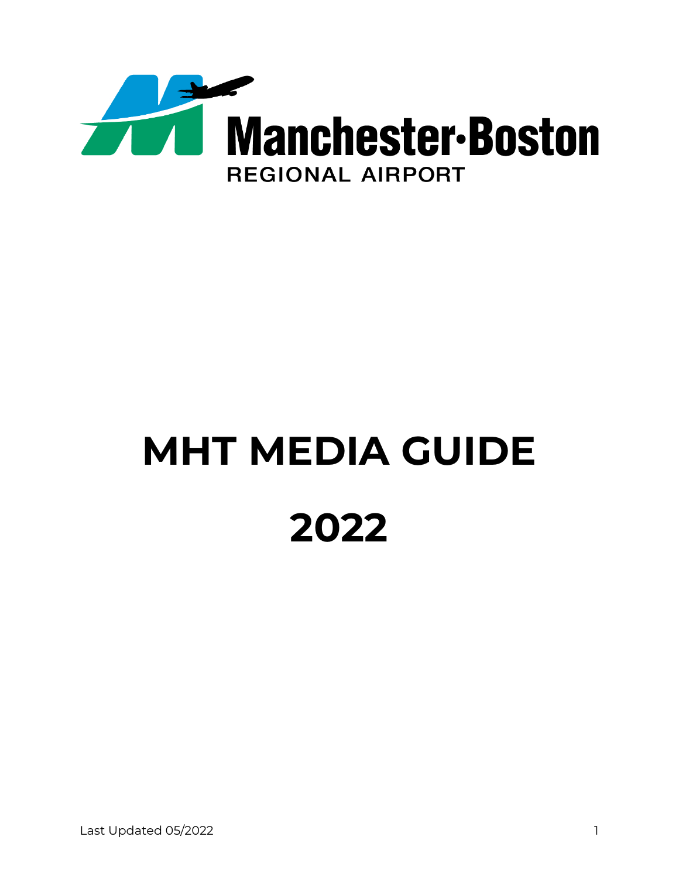Manchester·Boston

REGIONAL AIRPORT

# MHT MEDIA GUIDE

# 2022

Last Updated 05/2022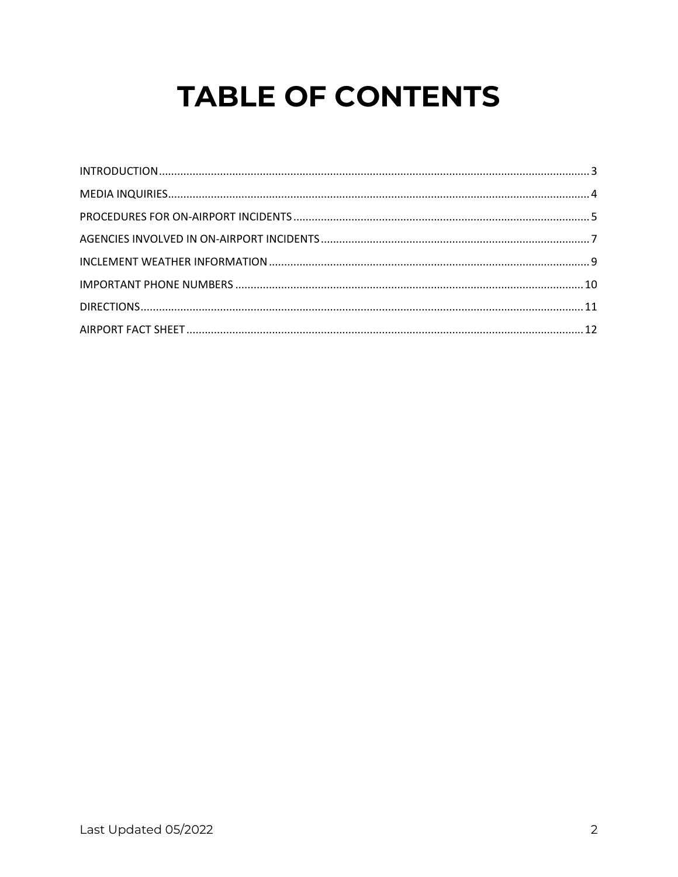# TABLE OF CONTENTS

INTRODUCTION .......... 3
MEDIA INQUIRIES .......... 4
PROCEDURES FOR ON-AIRPORT INCIDENTS .......... 5
AGENCIES INVOLVED IN ON-AIRPORT INCIDENTS .......... 7
INCLEMENT WEATHER INFORMATION .......... 9
IMPORTANT PHONE NUMBERS .......... 10
DIRECTIONS .......... 11
AIRPORT FACT SHEET .......... 12

Last Updated 05/2022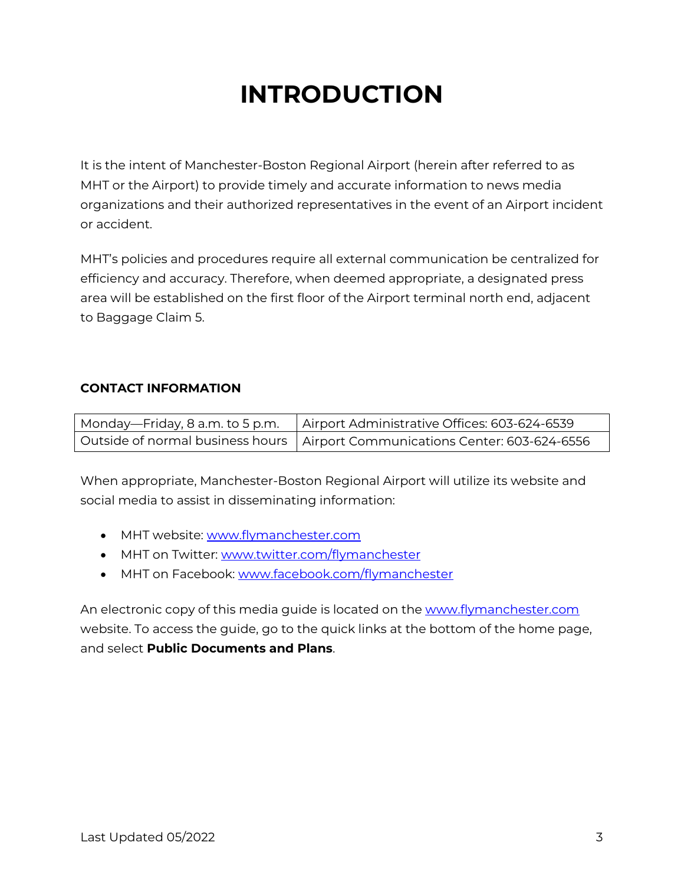# INTRODUCTION

It is the intent of Manchester-Boston Regional Airport (herein after referred to as MHT or the Airport) to provide timely and accurate information to news media organizations and their authorized representatives in the event of an Airport incident or accident.

MHT's policies and procedures require all external communication be centralized for efficiency and accuracy. Therefore, when deemed appropriate, a designated press area will be established on the first floor of the Airport terminal north end, adjacent to Baggage Claim 5.

### CONTACT INFORMATION

| Monday—Friday, 8 a.m. to 5 p.m. | Airport Administrative Offices: 603-624-6539 |
|---|---|
| Outside of normal business hours | Airport Communications Center: 603-624-6556 |

When appropriate, Manchester-Boston Regional Airport will utilize its website and social media to assist in disseminating information:

- MHT website: www.flymanchester.com
- MHT on Twitter: www.twitter.com/flymanchester
- MHT on Facebook: www.facebook.com/flymanchester

An electronic copy of this media guide is located on the www.flymanchester.com website. To access the guide, go to the quick links at the bottom of the home page, and select **Public Documents and Plans**.

Last Updated 05/2022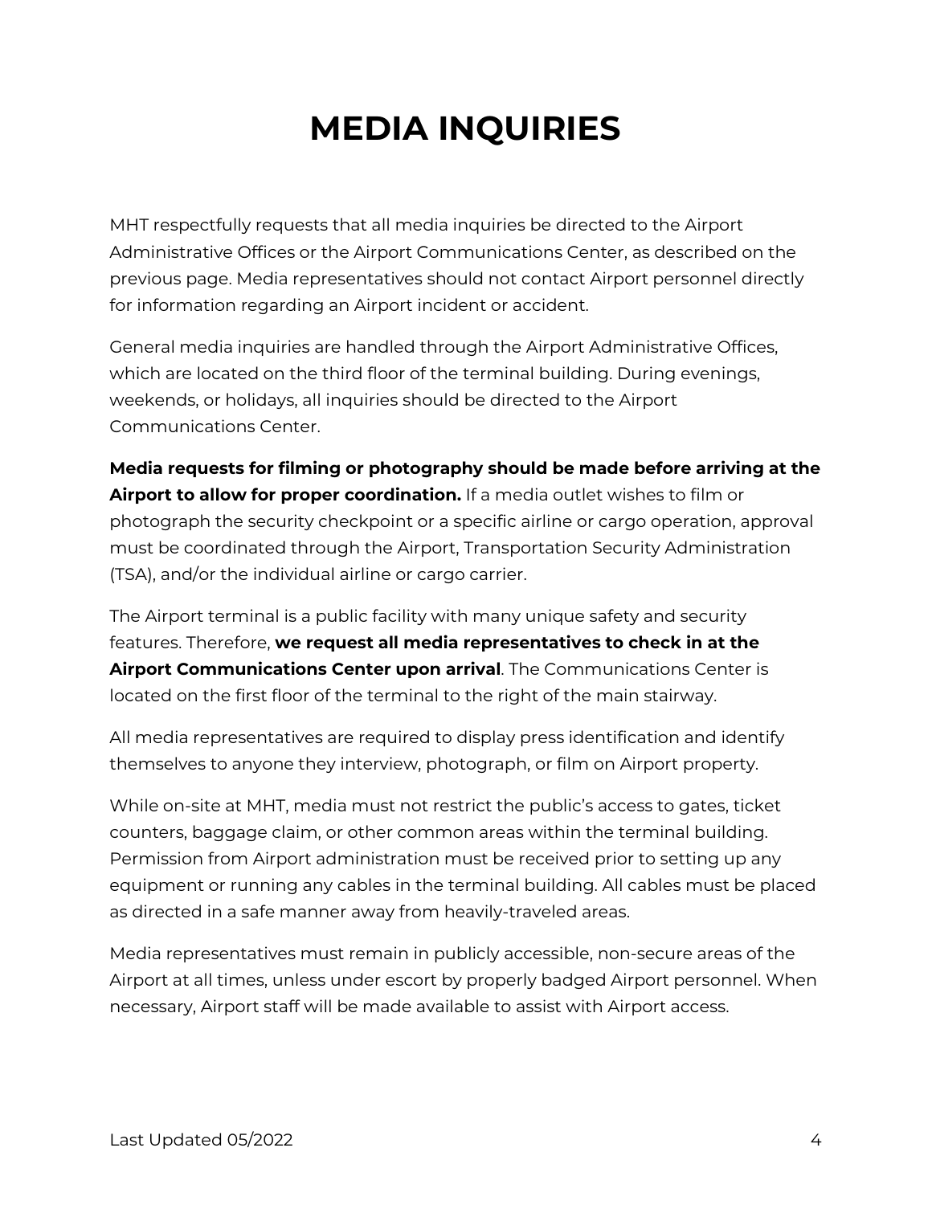# MEDIA INQUIRIES

MHT respectfully requests that all media inquiries be directed to the Airport Administrative Offices or the Airport Communications Center, as described on the previous page. Media representatives should not contact Airport personnel directly for information regarding an Airport incident or accident.

General media inquiries are handled through the Airport Administrative Offices, which are located on the third floor of the terminal building. During evenings, weekends, or holidays, all inquiries should be directed to the Airport Communications Center.

**Media requests for filming or photography should be made before arriving at the Airport to allow for proper coordination.** If a media outlet wishes to film or photograph the security checkpoint or a specific airline or cargo operation, approval must be coordinated through the Airport, Transportation Security Administration (TSA), and/or the individual airline or cargo carrier.

The Airport terminal is a public facility with many unique safety and security features. Therefore, **we request all media representatives to check in at the Airport Communications Center upon arrival**. The Communications Center is located on the first floor of the terminal to the right of the main stairway.

All media representatives are required to display press identification and identify themselves to anyone they interview, photograph, or film on Airport property.

While on-site at MHT, media must not restrict the public's access to gates, ticket counters, baggage claim, or other common areas within the terminal building. Permission from Airport administration must be received prior to setting up any equipment or running any cables in the terminal building. All cables must be placed as directed in a safe manner away from heavily-traveled areas.

Media representatives must remain in publicly accessible, non-secure areas of the Airport at all times, unless under escort by properly badged Airport personnel. When necessary, Airport staff will be made available to assist with Airport access.

Last Updated 05/2022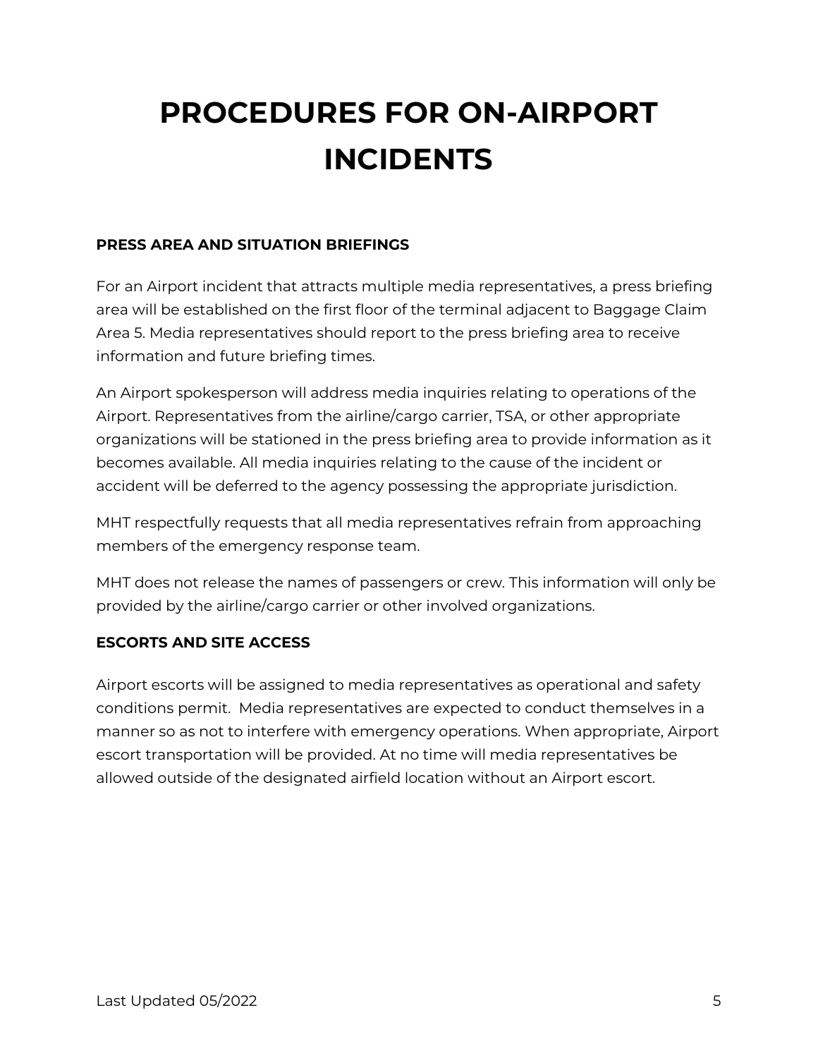# PROCEDURES FOR ON-AIRPORT INCIDENTS

**PRESS AREA AND SITUATION BRIEFINGS**

For an Airport incident that attracts multiple media representatives, a press briefing area will be established on the first floor of the terminal adjacent to Baggage Claim Area 5. Media representatives should report to the press briefing area to receive information and future briefing times.

An Airport spokesperson will address media inquiries relating to operations of the Airport. Representatives from the airline/cargo carrier, TSA, or other appropriate organizations will be stationed in the press briefing area to provide information as it becomes available. All media inquiries relating to the cause of the incident or accident will be deferred to the agency possessing the appropriate jurisdiction.

MHT respectfully requests that all media representatives refrain from approaching members of the emergency response team.

MHT does not release the names of passengers or crew. This information will only be provided by the airline/cargo carrier or other involved organizations.

**ESCORTS AND SITE ACCESS**

Airport escorts will be assigned to media representatives as operational and safety conditions permit. Media representatives are expected to conduct themselves in a manner so as not to interfere with emergency operations. When appropriate, Airport escort transportation will be provided. At no time will media representatives be allowed outside of the designated airfield location without an Airport escort.

Last Updated 05/2022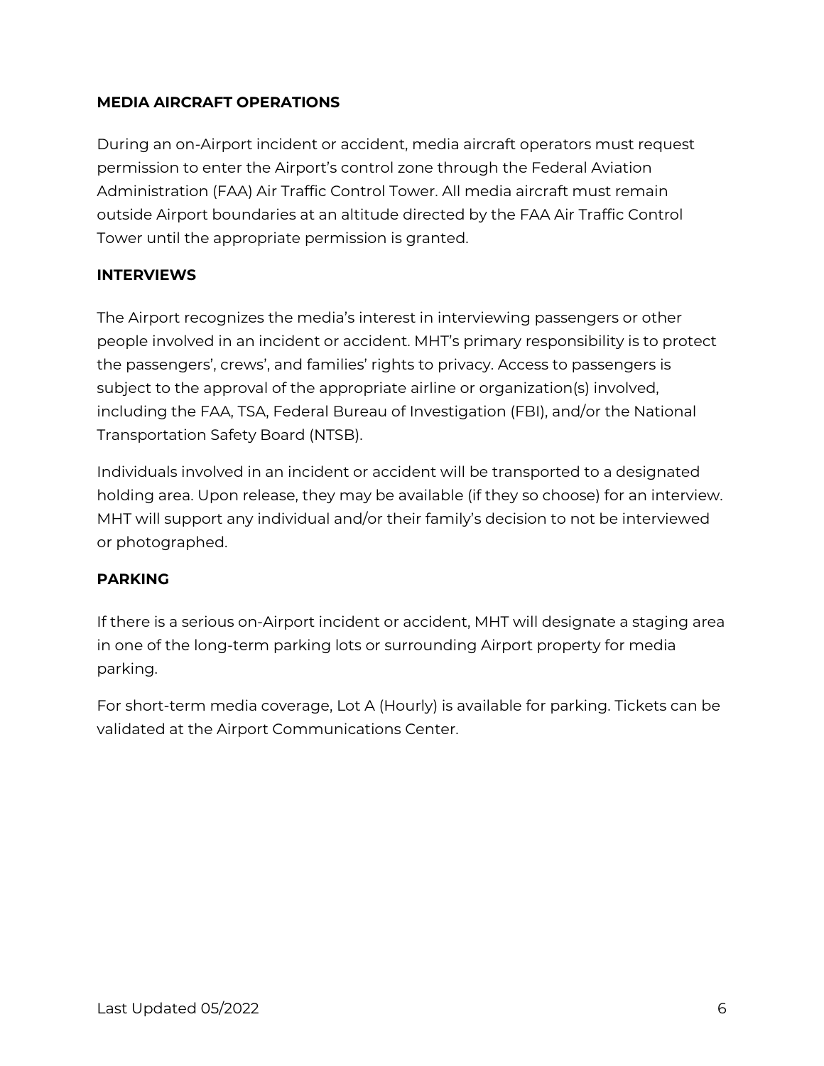## MEDIA AIRCRAFT OPERATIONS

During an on-Airport incident or accident, media aircraft operators must request permission to enter the Airport's control zone through the Federal Aviation Administration (FAA) Air Traffic Control Tower. All media aircraft must remain outside Airport boundaries at an altitude directed by the FAA Air Traffic Control Tower until the appropriate permission is granted.

## INTERVIEWS

The Airport recognizes the media's interest in interviewing passengers or other people involved in an incident or accident. MHT's primary responsibility is to protect the passengers', crews', and families' rights to privacy. Access to passengers is subject to the approval of the appropriate airline or organization(s) involved, including the FAA, TSA, Federal Bureau of Investigation (FBI), and/or the National Transportation Safety Board (NTSB).

Individuals involved in an incident or accident will be transported to a designated holding area. Upon release, they may be available (if they so choose) for an interview. MHT will support any individual and/or their family's decision to not be interviewed or photographed.

## PARKING

If there is a serious on-Airport incident or accident, MHT will designate a staging area in one of the long-term parking lots or surrounding Airport property for media parking.

For short-term media coverage, Lot A (Hourly) is available for parking. Tickets can be validated at the Airport Communications Center.

Last Updated 05/2022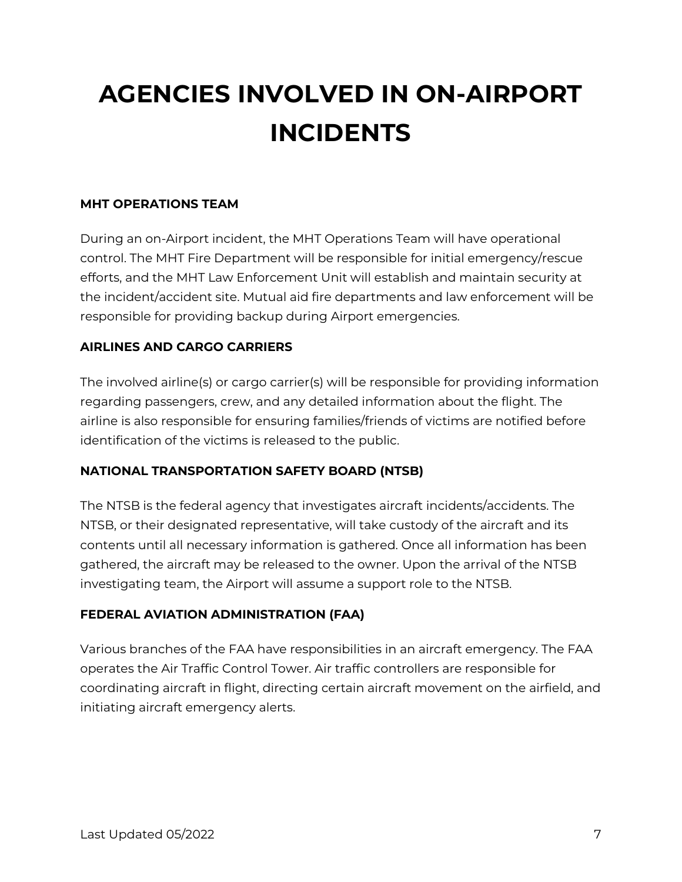# AGENCIES INVOLVED IN ON-AIRPORT INCIDENTS

**MHT OPERATIONS TEAM**

During an on-Airport incident, the MHT Operations Team will have operational control. The MHT Fire Department will be responsible for initial emergency/rescue efforts, and the MHT Law Enforcement Unit will establish and maintain security at the incident/accident site. Mutual aid fire departments and law enforcement will be responsible for providing backup during Airport emergencies.

**AIRLINES AND CARGO CARRIERS**

The involved airline(s) or cargo carrier(s) will be responsible for providing information regarding passengers, crew, and any detailed information about the flight. The airline is also responsible for ensuring families/friends of victims are notified before identification of the victims is released to the public.

**NATIONAL TRANSPORTATION SAFETY BOARD (NTSB)**

The NTSB is the federal agency that investigates aircraft incidents/accidents. The NTSB, or their designated representative, will take custody of the aircraft and its contents until all necessary information is gathered. Once all information has been gathered, the aircraft may be released to the owner. Upon the arrival of the NTSB investigating team, the Airport will assume a support role to the NTSB.

**FEDERAL AVIATION ADMINISTRATION (FAA)**

Various branches of the FAA have responsibilities in an aircraft emergency. The FAA operates the Air Traffic Control Tower. Air traffic controllers are responsible for coordinating aircraft in flight, directing certain aircraft movement on the airfield, and initiating aircraft emergency alerts.

Last Updated 05/2022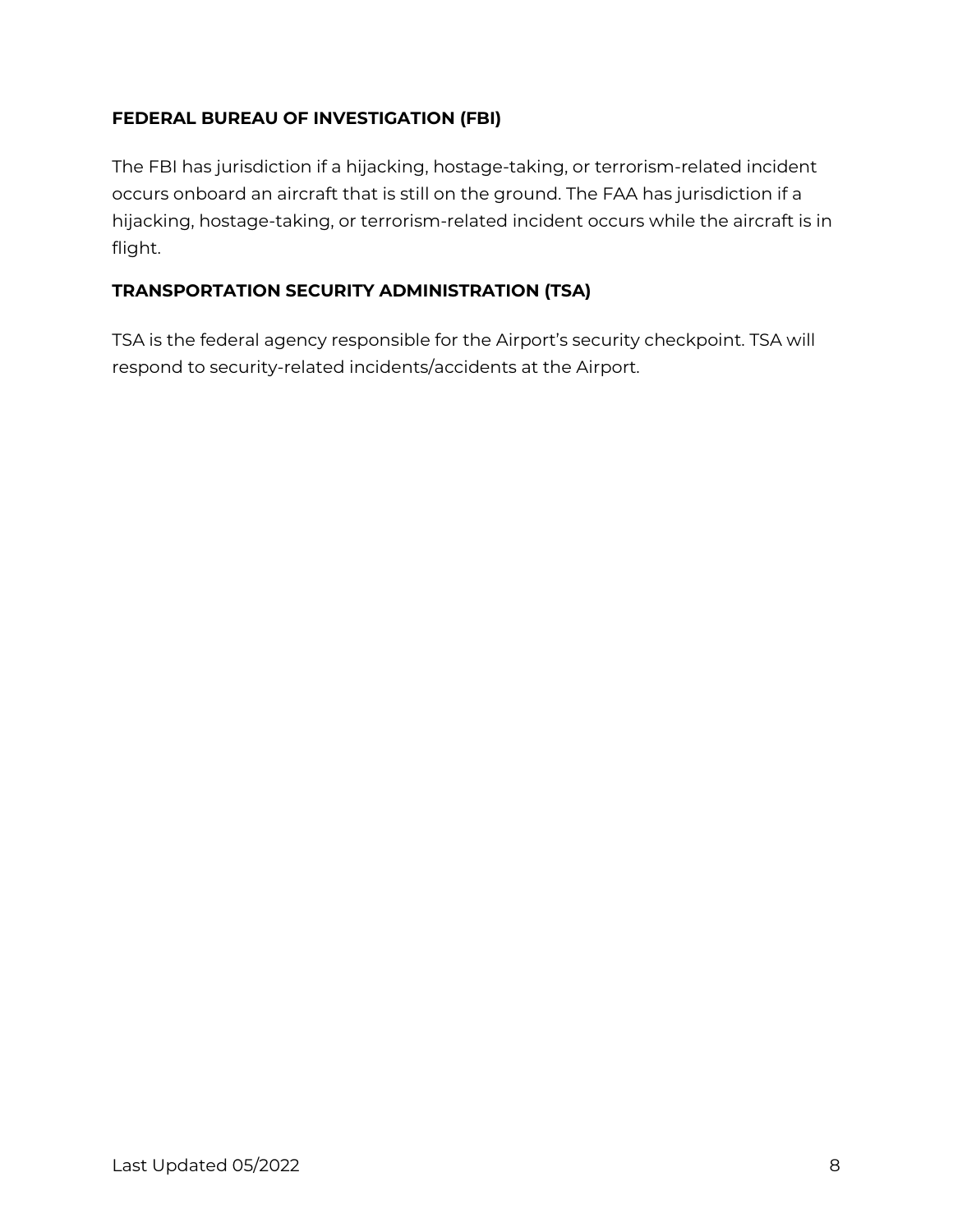**FEDERAL BUREAU OF INVESTIGATION (FBI)**

The FBI has jurisdiction if a hijacking, hostage-taking, or terrorism-related incident occurs onboard an aircraft that is still on the ground. The FAA has jurisdiction if a hijacking, hostage-taking, or terrorism-related incident occurs while the aircraft is in flight.

**TRANSPORTATION SECURITY ADMINISTRATION (TSA)**

TSA is the federal agency responsible for the Airport's security checkpoint. TSA will respond to security-related incidents/accidents at the Airport.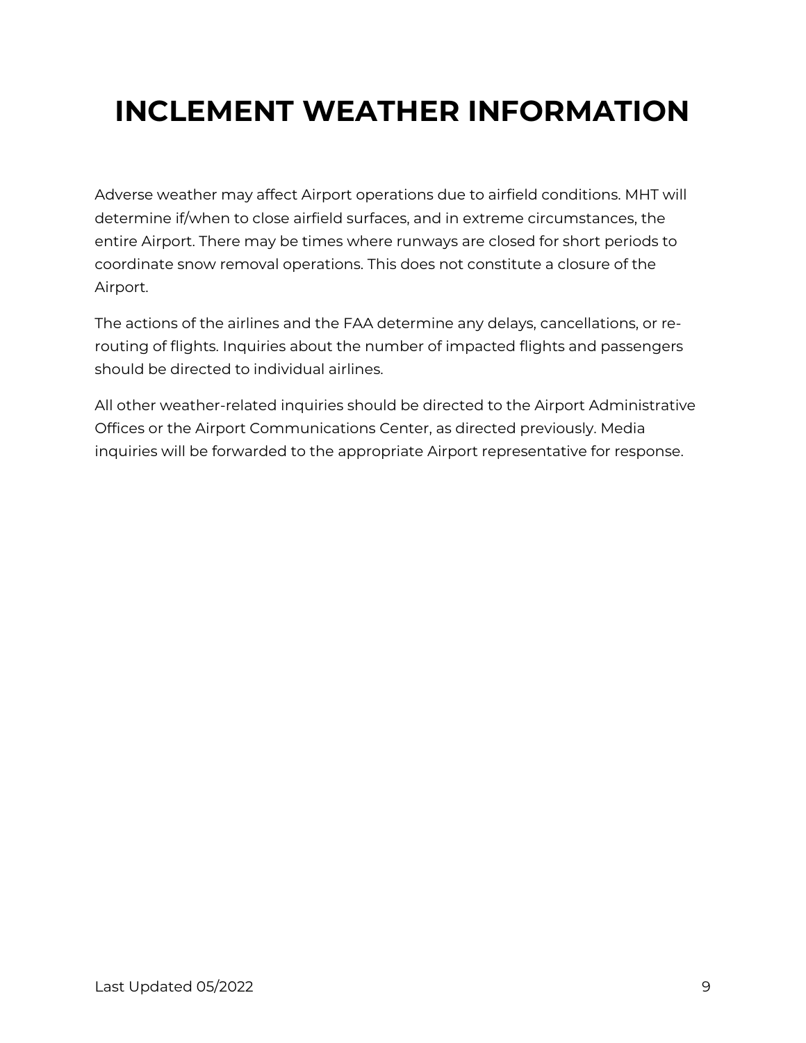# INCLEMENT WEATHER INFORMATION

Adverse weather may affect Airport operations due to airfield conditions. MHT will determine if/when to close airfield surfaces, and in extreme circumstances, the entire Airport. There may be times where runways are closed for short periods to coordinate snow removal operations. This does not constitute a closure of the Airport.

The actions of the airlines and the FAA determine any delays, cancellations, or re-routing of flights. Inquiries about the number of impacted flights and passengers should be directed to individual airlines.

All other weather-related inquiries should be directed to the Airport Administrative Offices or the Airport Communications Center, as directed previously. Media inquiries will be forwarded to the appropriate Airport representative for response.

Last Updated 05/2022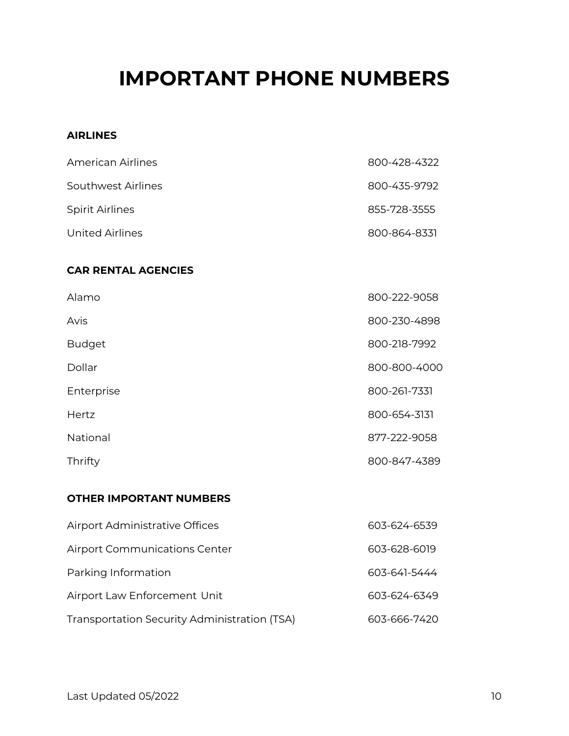# IMPORTANT PHONE NUMBERS

## AIRLINES

| | |
|---|---|
| American Airlines | 800-428-4322 |
| Southwest Airlines | 800-435-9792 |
| Spirit Airlines | 855-728-3555 |
| United Airlines | 800-864-8331 |

## CAR RENTAL AGENCIES

| | |
|---|---|
| Alamo | 800-222-9058 |
| Avis | 800-230-4898 |
| Budget | 800-218-7992 |
| Dollar | 800-800-4000 |
| Enterprise | 800-261-7331 |
| Hertz | 800-654-3131 |
| National | 877-222-9058 |
| Thrifty | 800-847-4389 |

## OTHER IMPORTANT NUMBERS

| | |
|---|---|
| Airport Administrative Offices | 603-624-6539 |
| Airport Communications Center | 603-628-6019 |
| Parking Information | 603-641-5444 |
| Airport Law Enforcement Unit | 603-624-6349 |
| Transportation Security Administration (TSA) | 603-666-7420 |

Last Updated 05/2022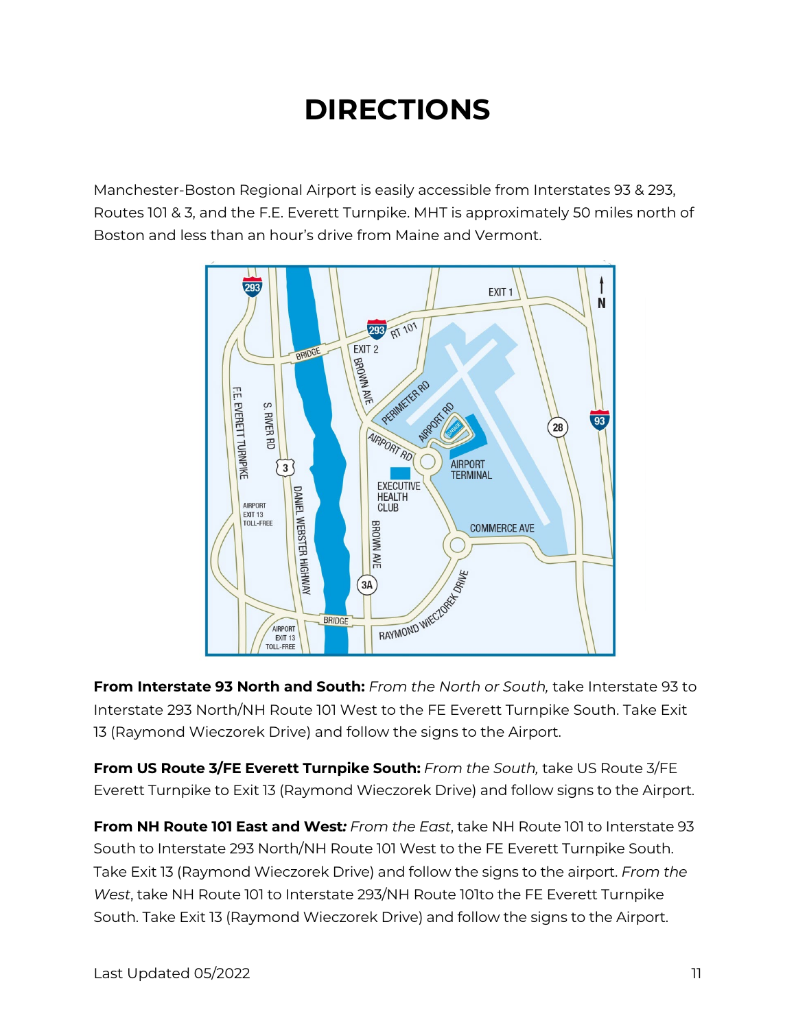# DIRECTIONS

Manchester-Boston Regional Airport is easily accessible from Interstates 93 & 293, Routes 101 & 3, and the F.E. Everett Turnpike. MHT is approximately 50 miles north of Boston and less than an hour's drive from Maine and Vermont.

**From Interstate 93 North and South:** *From the North or South,* take Interstate 93 to Interstate 293 North/NH Route 101 West to the FE Everett Turnpike South. Take Exit 13 (Raymond Wieczorek Drive) and follow the signs to the Airport.

**From US Route 3/FE Everett Turnpike South:** *From the South,* take US Route 3/FE Everett Turnpike to Exit 13 (Raymond Wieczorek Drive) and follow signs to the Airport.

**From NH Route 101 East and West*:*** *From the East*, take NH Route 101 to Interstate 93 South to Interstate 293 North/NH Route 101 West to the FE Everett Turnpike South. Take Exit 13 (Raymond Wieczorek Drive) and follow the signs to the airport. *From the West*, take NH Route 101 to Interstate 293/NH Route 101to the FE Everett Turnpike South. Take Exit 13 (Raymond Wieczorek Drive) and follow the signs to the Airport.

Last Updated 05/2022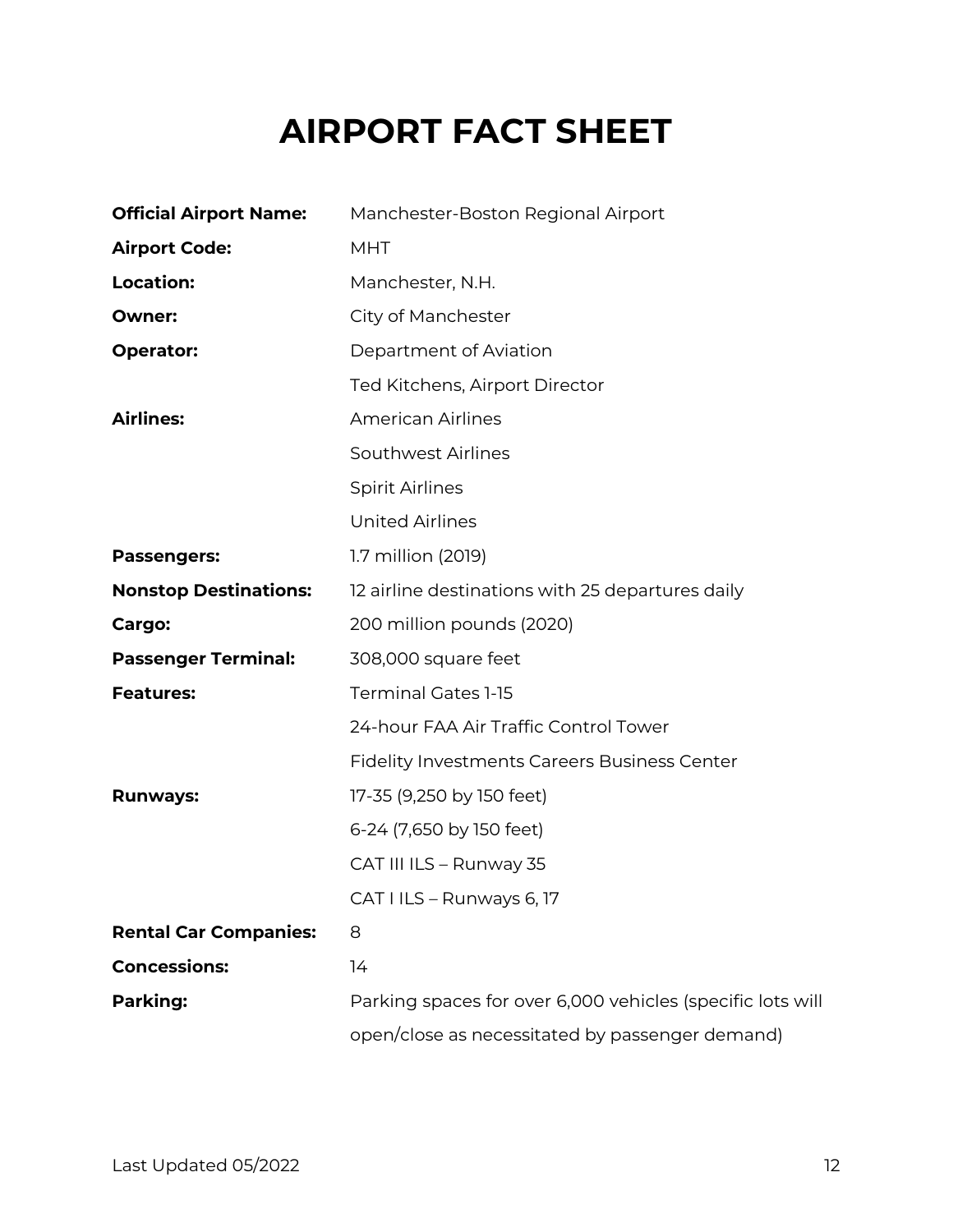# AIRPORT FACT SHEET

| | |
|---|---|
| **Official Airport Name:** | Manchester-Boston Regional Airport |
| **Airport Code:** | MHT |
| **Location:** | Manchester, N.H. |
| **Owner:** | City of Manchester |
| **Operator:** | Department of Aviation |
| | Ted Kitchens, Airport Director |
| **Airlines:** | American Airlines |
| | Southwest Airlines |
| | Spirit Airlines |
| | United Airlines |
| **Passengers:** | 1.7 million (2019) |
| **Nonstop Destinations:** | 12 airline destinations with 25 departures daily |
| **Cargo:** | 200 million pounds (2020) |
| **Passenger Terminal:** | 308,000 square feet |
| **Features:** | Terminal Gates 1-15 |
| | 24-hour FAA Air Traffic Control Tower |
| | Fidelity Investments Careers Business Center |
| **Runways:** | 17-35 (9,250 by 150 feet) |
| | 6-24 (7,650 by 150 feet) |
| | CAT III ILS – Runway 35 |
| | CAT I ILS – Runways 6, 17 |
| **Rental Car Companies:** | 8 |
| **Concessions:** | 14 |
| **Parking:** | Parking spaces for over 6,000 vehicles (specific lots will open/close as necessitated by passenger demand) |

Last Updated 05/2022